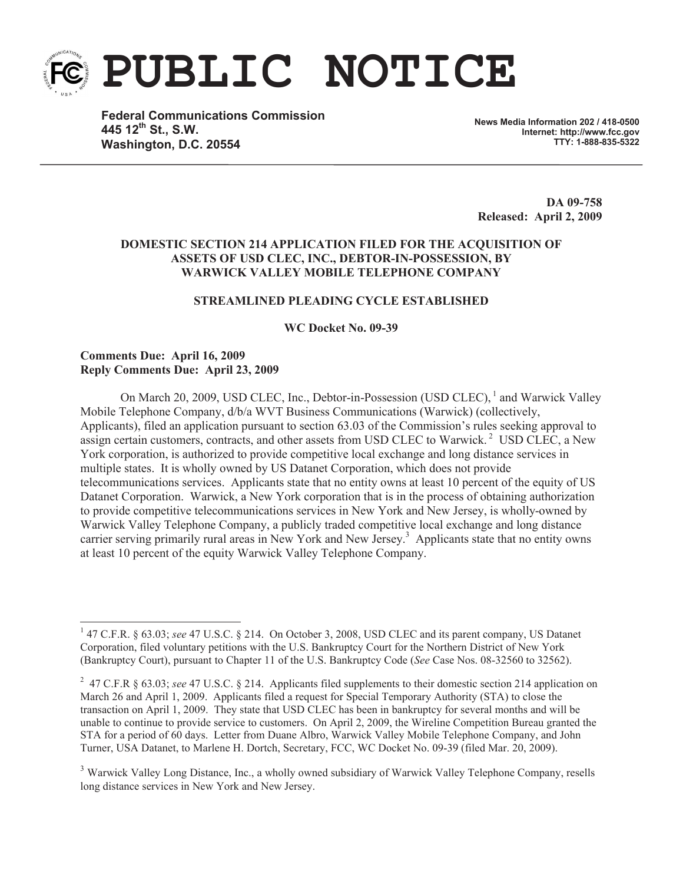# PUBLIC NOTICE

**Federal Communications Commission**
**445 12th St., S.W.**
**Washington, D.C. 20554**

**News Media Information 202 / 418-0500**
**Internet: http://www.fcc.gov**
**TTY: 1-888-835-5322**

**DA 09-758**
**Released: April 2, 2009**

**DOMESTIC SECTION 214 APPLICATION FILED FOR THE ACQUISITION OF ASSETS OF USD CLEC, INC., DEBTOR-IN-POSSESSION, BY WARWICK VALLEY MOBILE TELEPHONE COMPANY**

**STREAMLINED PLEADING CYCLE ESTABLISHED**

**WC Docket No. 09-39**

**Comments Due: April 16, 2009**
**Reply Comments Due: April 23, 2009**

On March 20, 2009, USD CLEC, Inc., Debtor-in-Possession (USD CLEC),[1] and Warwick Valley Mobile Telephone Company, d/b/a WVT Business Communications (Warwick) (collectively, Applicants), filed an application pursuant to section 63.03 of the Commission's rules seeking approval to assign certain customers, contracts, and other assets from USD CLEC to Warwick.[2] USD CLEC, a New York corporation, is authorized to provide competitive local exchange and long distance services in multiple states. It is wholly owned by US Datanet Corporation, which does not provide telecommunications services. Applicants state that no entity owns at least 10 percent of the equity of US Datanet Corporation. Warwick, a New York corporation that is in the process of obtaining authorization to provide competitive telecommunications services in New York and New Jersey, is wholly-owned by Warwick Valley Telephone Company, a publicly traded competitive local exchange and long distance carrier serving primarily rural areas in New York and New Jersey.[3] Applicants state that no entity owns at least 10 percent of the equity Warwick Valley Telephone Company.

---

[1] 47 C.F.R. § 63.03; *see* 47 U.S.C. § 214. On October 3, 2008, USD CLEC and its parent company, US Datanet Corporation, filed voluntary petitions with the U.S. Bankruptcy Court for the Northern District of New York (Bankruptcy Court), pursuant to Chapter 11 of the U.S. Bankruptcy Code (*See* Case Nos. 08-32560 to 32562).

[2] 47 C.F.R § 63.03; *see* 47 U.S.C. § 214. Applicants filed supplements to their domestic section 214 application on March 26 and April 1, 2009. Applicants filed a request for Special Temporary Authority (STA) to close the transaction on April 1, 2009. They state that USD CLEC has been in bankruptcy for several months and will be unable to continue to provide service to customers. On April 2, 2009, the Wireline Competition Bureau granted the STA for a period of 60 days. Letter from Duane Albro, Warwick Valley Mobile Telephone Company, and John Turner, USA Datanet, to Marlene H. Dortch, Secretary, FCC, WC Docket No. 09-39 (filed Mar. 20, 2009).

[3] Warwick Valley Long Distance, Inc., a wholly owned subsidiary of Warwick Valley Telephone Company, resells long distance services in New York and New Jersey.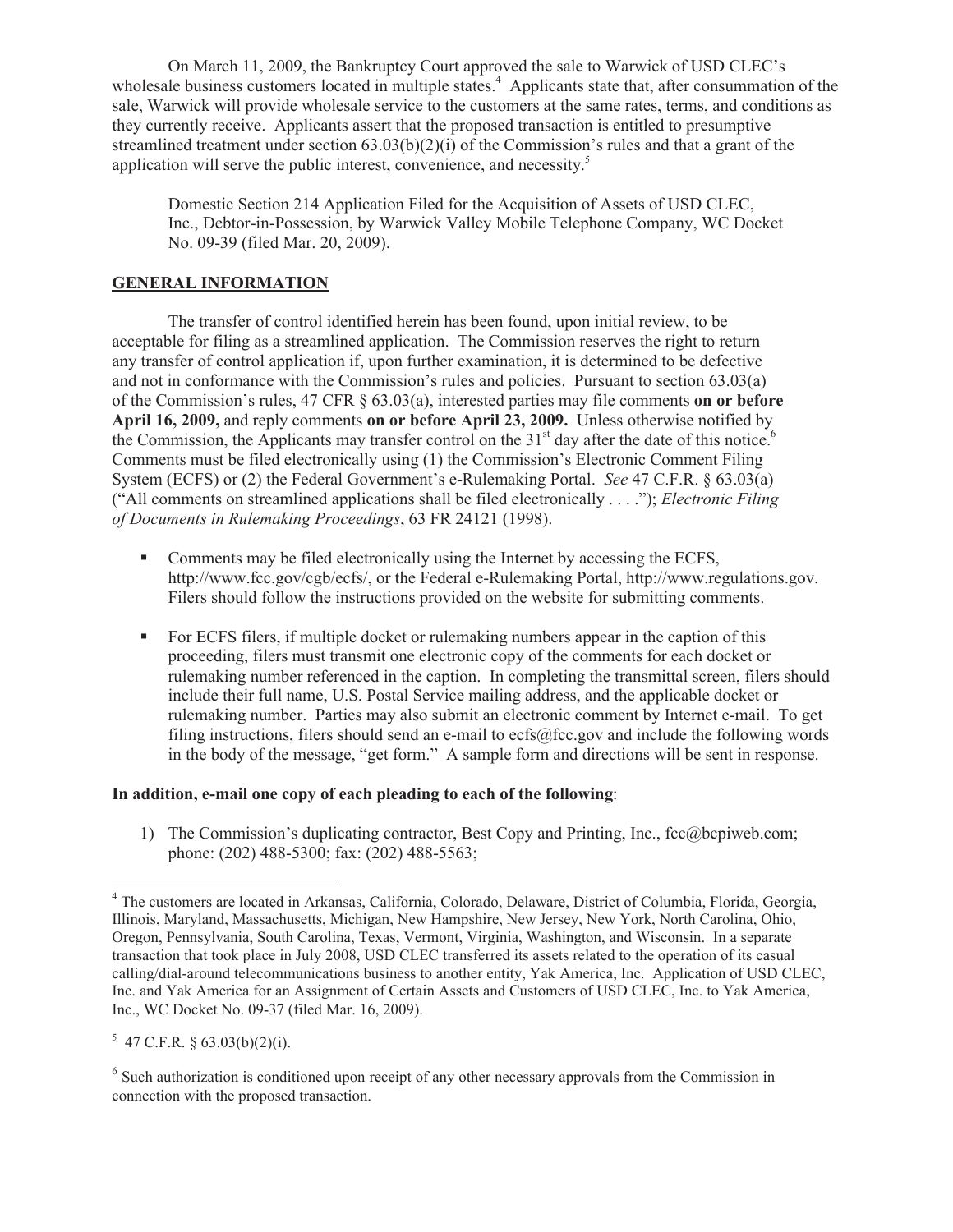On March 11, 2009, the Bankruptcy Court approved the sale to Warwick of USD CLEC's wholesale business customers located in multiple states.[4] Applicants state that, after consummation of the sale, Warwick will provide wholesale service to the customers at the same rates, terms, and conditions as they currently receive. Applicants assert that the proposed transaction is entitled to presumptive streamlined treatment under section 63.03(b)(2)(i) of the Commission's rules and that a grant of the application will serve the public interest, convenience, and necessity.[5]

Domestic Section 214 Application Filed for the Acquisition of Assets of USD CLEC, Inc., Debtor-in-Possession, by Warwick Valley Mobile Telephone Company, WC Docket No. 09-39 (filed Mar. 20, 2009).

## GENERAL INFORMATION

The transfer of control identified herein has been found, upon initial review, to be acceptable for filing as a streamlined application. The Commission reserves the right to return any transfer of control application if, upon further examination, it is determined to be defective and not in conformance with the Commission's rules and policies. Pursuant to section 63.03(a) of the Commission's rules, 47 CFR § 63.03(a), interested parties may file comments **on or before April 16, 2009,** and reply comments **on or before April 23, 2009.** Unless otherwise notified by the Commission, the Applicants may transfer control on the 31st day after the date of this notice.[6] Comments must be filed electronically using (1) the Commission's Electronic Comment Filing System (ECFS) or (2) the Federal Government's e-Rulemaking Portal. *See* 47 C.F.R. § 63.03(a) ("All comments on streamlined applications shall be filed electronically . . . ."); *Electronic Filing of Documents in Rulemaking Proceedings*, 63 FR 24121 (1998).

- Comments may be filed electronically using the Internet by accessing the ECFS, http://www.fcc.gov/cgb/ecfs/, or the Federal e-Rulemaking Portal, http://www.regulations.gov. Filers should follow the instructions provided on the website for submitting comments.

- For ECFS filers, if multiple docket or rulemaking numbers appear in the caption of this proceeding, filers must transmit one electronic copy of the comments for each docket or rulemaking number referenced in the caption. In completing the transmittal screen, filers should include their full name, U.S. Postal Service mailing address, and the applicable docket or rulemaking number. Parties may also submit an electronic comment by Internet e-mail. To get filing instructions, filers should send an e-mail to ecfs@fcc.gov and include the following words in the body of the message, "get form." A sample form and directions will be sent in response.

**In addition, e-mail one copy of each pleading to each of the following**:

1) The Commission's duplicating contractor, Best Copy and Printing, Inc., fcc@bcpiweb.com; phone: (202) 488-5300; fax: (202) 488-5563;

---

[4] The customers are located in Arkansas, California, Colorado, Delaware, District of Columbia, Florida, Georgia, Illinois, Maryland, Massachusetts, Michigan, New Hampshire, New Jersey, New York, North Carolina, Ohio, Oregon, Pennsylvania, South Carolina, Texas, Vermont, Virginia, Washington, and Wisconsin. In a separate transaction that took place in July 2008, USD CLEC transferred its assets related to the operation of its casual calling/dial-around telecommunications business to another entity, Yak America, Inc. Application of USD CLEC, Inc. and Yak America for an Assignment of Certain Assets and Customers of USD CLEC, Inc. to Yak America, Inc., WC Docket No. 09-37 (filed Mar. 16, 2009).

[5] 47 C.F.R. § 63.03(b)(2)(i).

[6] Such authorization is conditioned upon receipt of any other necessary approvals from the Commission in connection with the proposed transaction.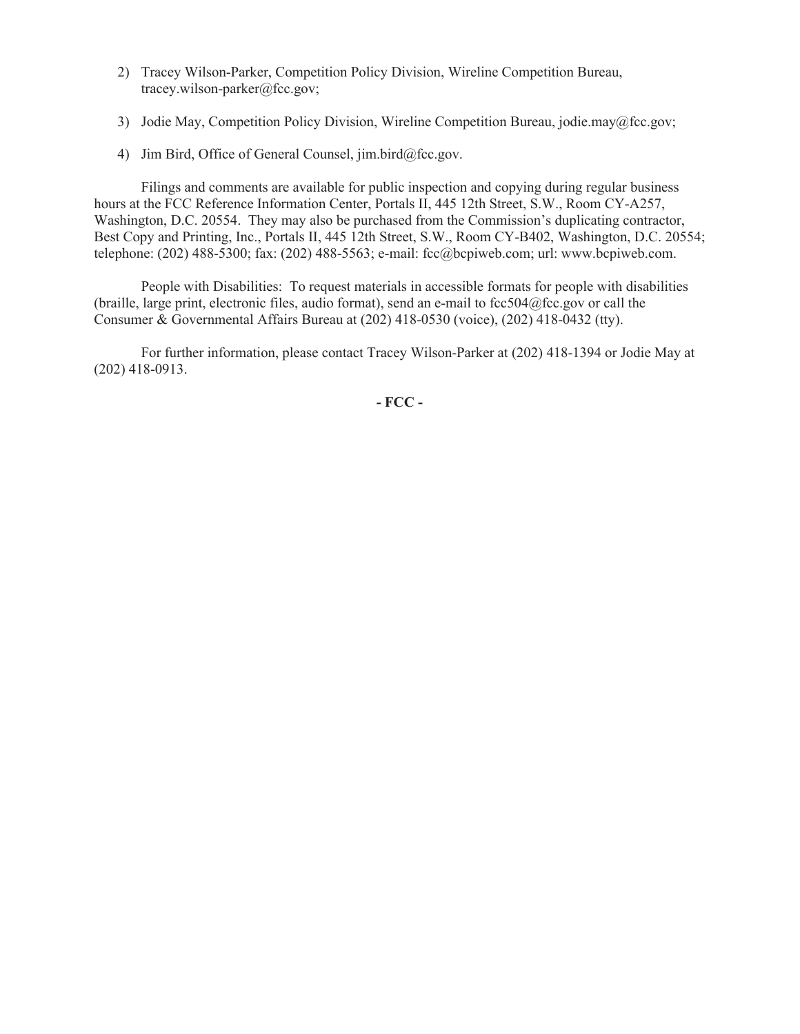2) Tracey Wilson-Parker, Competition Policy Division, Wireline Competition Bureau, tracey.wilson-parker@fcc.gov;

3) Jodie May, Competition Policy Division, Wireline Competition Bureau, jodie.may@fcc.gov;

4) Jim Bird, Office of General Counsel, jim.bird@fcc.gov.

Filings and comments are available for public inspection and copying during regular business hours at the FCC Reference Information Center, Portals II, 445 12th Street, S.W., Room CY-A257, Washington, D.C. 20554. They may also be purchased from the Commission's duplicating contractor, Best Copy and Printing, Inc., Portals II, 445 12th Street, S.W., Room CY-B402, Washington, D.C. 20554; telephone: (202) 488-5300; fax: (202) 488-5563; e-mail: fcc@bcpiweb.com; url: www.bcpiweb.com.

People with Disabilities: To request materials in accessible formats for people with disabilities (braille, large print, electronic files, audio format), send an e-mail to fcc504@fcc.gov or call the Consumer & Governmental Affairs Bureau at (202) 418-0530 (voice), (202) 418-0432 (tty).

For further information, please contact Tracey Wilson-Parker at (202) 418-1394 or Jodie May at (202) 418-0913.

**- FCC -**